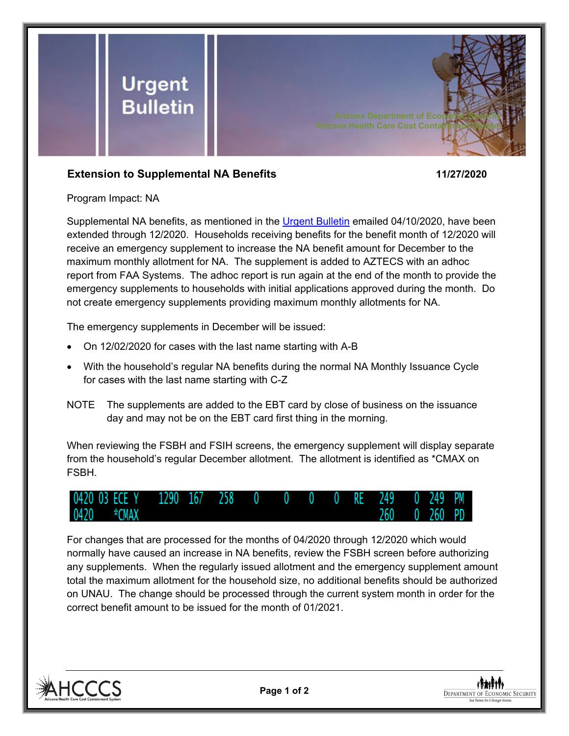# Urgent Bulletin

Arizona Department of Economic Security
Arizona Health Care Cost Containment System

**Extension to Supplemental NA Benefits** **11/27/2020**

Program Impact: NA

Supplemental NA benefits, as mentioned in the [Urgent Bulletin]() emailed 04/10/2020, have been extended through 12/2020. Households receiving benefits for the benefit month of 12/2020 will receive an emergency supplement to increase the NA benefit amount for December to the maximum monthly allotment for NA. The supplement is added to AZTECS with an adhoc report from FAA Systems. The adhoc report is run again at the end of the month to provide the emergency supplements to households with initial applications approved during the month. Do not create emergency supplements providing maximum monthly allotments for NA.

The emergency supplements in December will be issued:

- On 12/02/2020 for cases with the last name starting with A-B
- With the household's regular NA benefits during the normal NA Monthly Issuance Cycle for cases with the last name starting with C-Z

NOTE The supplements are added to the EBT card by close of business on the issuance day and may not be on the EBT card first thing in the morning.

When reviewing the FSBH and FSIH screens, the emergency supplement will display separate from the household's regular December allotment. The allotment is identified as *CMAX on FSBH.

```
0420 03 ECE Y    1290  167   258    0     0    0    0   RE   249    0  249  PM
0420    *CMAX                                               260    0  260  PD
```

For changes that are processed for the months of 04/2020 through 12/2020 which would normally have caused an increase in NA benefits, review the FSBH screen before authorizing any supplements. When the regularly issued allotment and the emergency supplement amount total the maximum allotment for the household size, no additional benefits should be authorized on UNAU. The change should be processed through the current system month in order for the correct benefit amount to be issued for the month of 01/2021.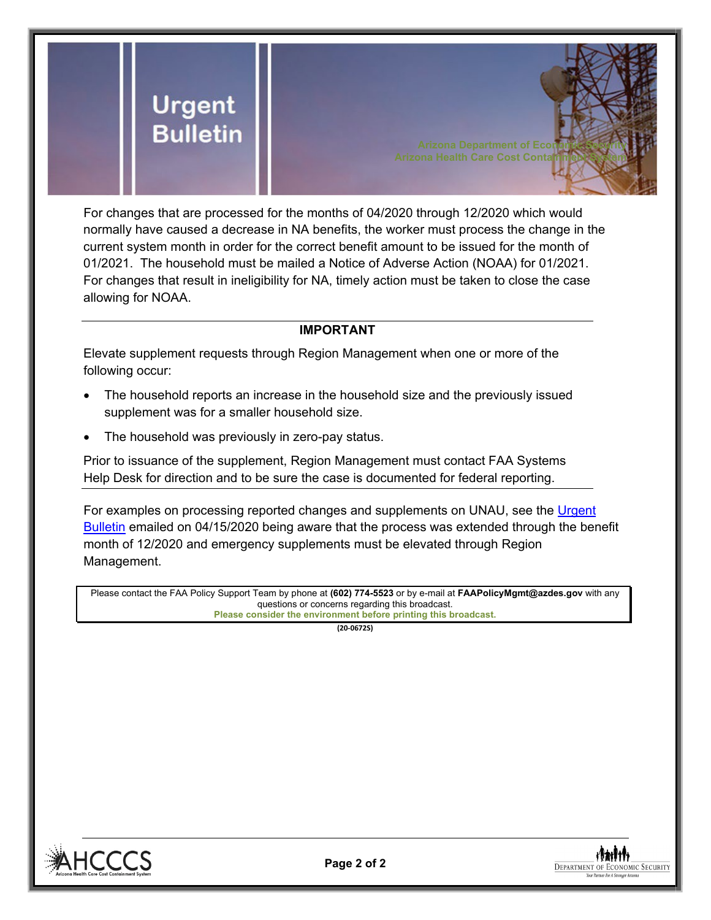For changes that are processed for the months of 04/2020 through 12/2020 which would normally have caused a decrease in NA benefits, the worker must process the change in the current system month in order for the correct benefit amount to be issued for the month of 01/2021. The household must be mailed a Notice of Adverse Action (NOAA) for 01/2021. For changes that result in ineligibility for NA, timely action must be taken to close the case allowing for NOAA.

---

**IMPORTANT**

Elevate supplement requests through Region Management when one or more of the following occur:

- The household reports an increase in the household size and the previously issued supplement was for a smaller household size.
- The household was previously in zero-pay status.

Prior to issuance of the supplement, Region Management must contact FAA Systems Help Desk for direction and to be sure the case is documented for federal reporting.

---

For examples on processing reported changes and supplements on UNAU, see the Urgent Bulletin emailed on 04/15/2020 being aware that the process was extended through the benefit month of 12/2020 and emergency supplements must be elevated through Region Management.

Please contact the FAA Policy Support Team by phone at **(602) 774-5523** or by e-mail at **FAAPolicyMgmt@azdes.gov** with any questions or concerns regarding this broadcast.
**Please consider the environment before printing this broadcast.**

**(20-0672S)**